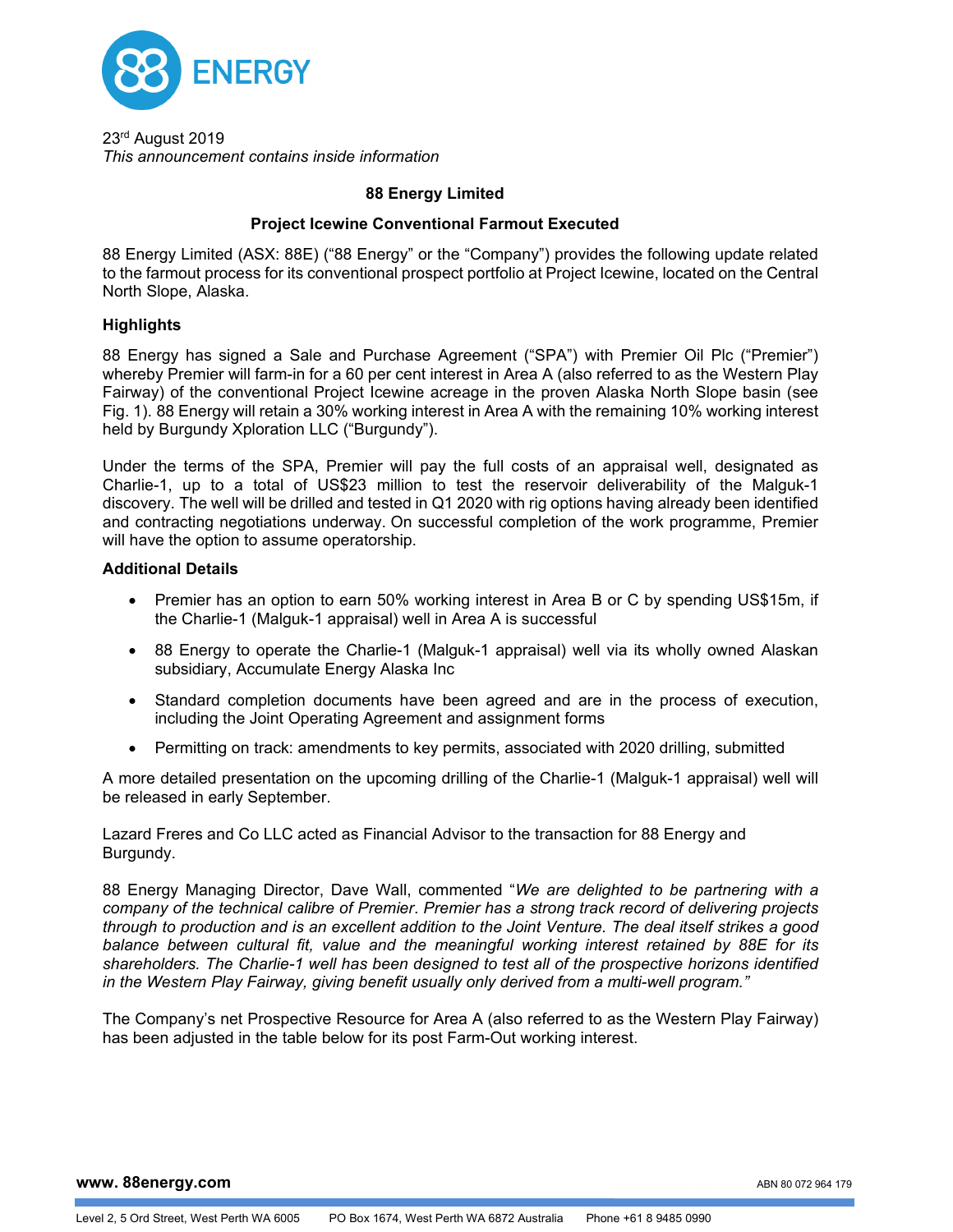23rd August 2019
*This announcement contains inside information*

**88 Energy Limited**

**Project Icewine Conventional Farmout Executed**

88 Energy Limited (ASX: 88E) ("88 Energy" or the "Company") provides the following update related to the farmout process for its conventional prospect portfolio at Project Icewine, located on the Central North Slope, Alaska.

**Highlights**

88 Energy has signed a Sale and Purchase Agreement ("SPA") with Premier Oil Plc ("Premier") whereby Premier will farm-in for a 60 per cent interest in Area A (also referred to as the Western Play Fairway) of the conventional Project Icewine acreage in the proven Alaska North Slope basin (see Fig. 1). 88 Energy will retain a 30% working interest in Area A with the remaining 10% working interest held by Burgundy Xploration LLC ("Burgundy").

Under the terms of the SPA, Premier will pay the full costs of an appraisal well, designated as Charlie-1, up to a total of US$23 million to test the reservoir deliverability of the Malguk-1 discovery. The well will be drilled and tested in Q1 2020 with rig options having already been identified and contracting negotiations underway. On successful completion of the work programme, Premier will have the option to assume operatorship.

**Additional Details**

- Premier has an option to earn 50% working interest in Area B or C by spending US$15m, if the Charlie-1 (Malguk-1 appraisal) well in Area A is successful
- 88 Energy to operate the Charlie-1 (Malguk-1 appraisal) well via its wholly owned Alaskan subsidiary, Accumulate Energy Alaska Inc
- Standard completion documents have been agreed and are in the process of execution, including the Joint Operating Agreement and assignment forms
- Permitting on track: amendments to key permits, associated with 2020 drilling, submitted

A more detailed presentation on the upcoming drilling of the Charlie-1 (Malguk-1 appraisal) well will be released in early September.

Lazard Freres and Co LLC acted as Financial Advisor to the transaction for 88 Energy and Burgundy.

88 Energy Managing Director, Dave Wall, commented "*We are delighted to be partnering with a company of the technical calibre of Premier. Premier has a strong track record of delivering projects through to production and is an excellent addition to the Joint Venture. The deal itself strikes a good balance between cultural fit, value and the meaningful working interest retained by 88E for its shareholders. The Charlie-1 well has been designed to test all of the prospective horizons identified in the Western Play Fairway, giving benefit usually only derived from a multi-well program.*"

The Company's net Prospective Resource for Area A (also referred to as the Western Play Fairway) has been adjusted in the table below for its post Farm-Out working interest.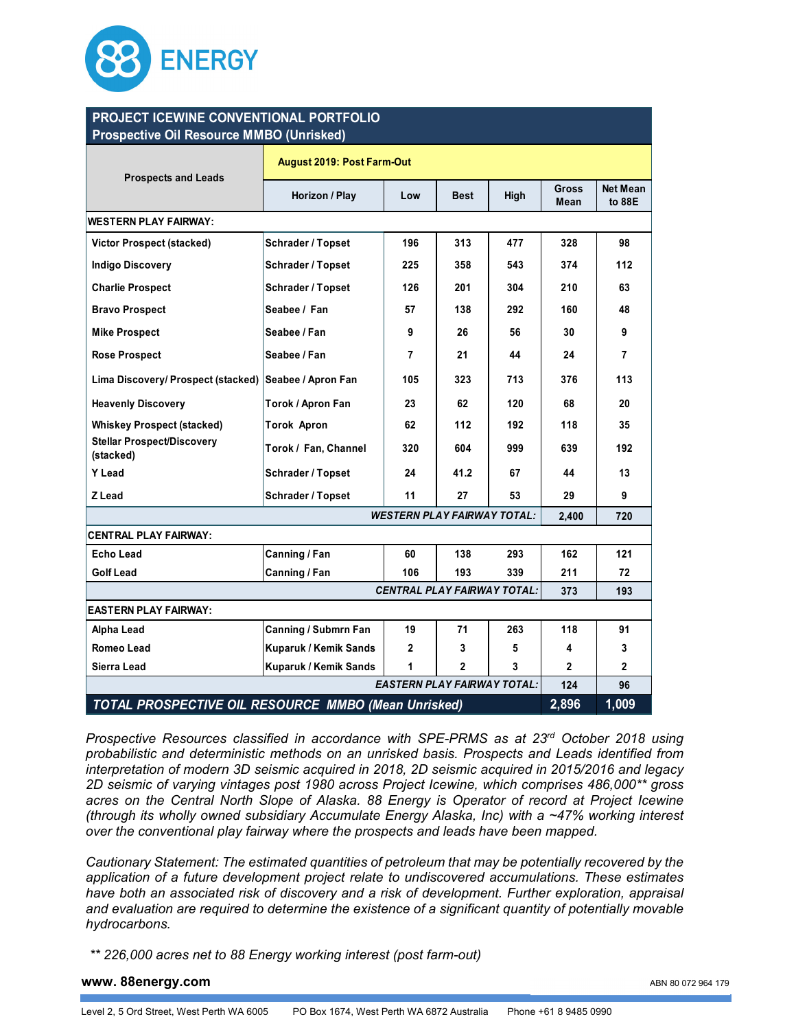# 88 ENERGY

**PROJECT ICEWINE CONVENTIONAL PORTFOLIO**
**Prospective Oil Resource MMBO (Unrisked)**

| Prospects and Leads | August 2019: Post Farm-Out | | | | | |
|---|---|---|---|---|---|---|
| | Horizon / Play | Low | Best | High | Gross Mean | Net Mean to 88E |
| **WESTERN PLAY FAIRWAY:** | | | | | | |
| Victor Prospect (stacked) | Schrader / Topset | 196 | 313 | 477 | 328 | 98 |
| Indigo Discovery | Schrader / Topset | 225 | 358 | 543 | 374 | 112 |
| Charlie Prospect | Schrader / Topset | 126 | 201 | 304 | 210 | 63 |
| Bravo Prospect | Seabee / Fan | 57 | 138 | 292 | 160 | 48 |
| Mike Prospect | Seabee / Fan | 9 | 26 | 56 | 30 | 9 |
| Rose Prospect | Seabee / Fan | 7 | 21 | 44 | 24 | 7 |
| Lima Discovery/ Prospect (stacked) | Seabee / Apron Fan | 105 | 323 | 713 | 376 | 113 |
| Heavenly Discovery | Torok / Apron Fan | 23 | 62 | 120 | 68 | 20 |
| Whiskey Prospect (stacked) | Torok Apron | 62 | 112 | 192 | 118 | 35 |
| Stellar Prospect/Discovery (stacked) | Torok / Fan, Channel | 320 | 604 | 999 | 639 | 192 |
| Y Lead | Schrader / Topset | 24 | 41.2 | 67 | 44 | 13 |
| Z Lead | Schrader / Topset | 11 | 27 | 53 | 29 | 9 |
| | | | | *WESTERN PLAY FAIRWAY TOTAL:* | 2,400 | 720 |
| **CENTRAL PLAY FAIRWAY:** | | | | | | |
| Echo Lead | Canning / Fan | 60 | 138 | 293 | 162 | 121 |
| Golf Lead | Canning / Fan | 106 | 193 | 339 | 211 | 72 |
| | | | | *CENTRAL PLAY FAIRWAY TOTAL:* | 373 | 193 |
| **EASTERN PLAY FAIRWAY:** | | | | | | |
| Alpha Lead | Canning / Submrn Fan | 19 | 71 | 263 | 118 | 91 |
| Romeo Lead | Kuparuk / Kemik Sands | 2 | 3 | 5 | 4 | 3 |
| Sierra Lead | Kuparuk / Kemik Sands | 1 | 2 | 3 | 2 | 2 |
| | | | | *EASTERN PLAY FAIRWAY TOTAL:* | 124 | 96 |
| ***TOTAL PROSPECTIVE OIL RESOURCE MMBO (Mean Unrisked)*** | | | | | **2,896** | **1,009** |

*Prospective Resources classified in accordance with SPE-PRMS as at 23rd October 2018 using probabilistic and deterministic methods on an unrisked basis. Prospects and Leads identified from interpretation of modern 3D seismic acquired in 2018, 2D seismic acquired in 2015/2016 and legacy 2D seismic of varying vintages post 1980 across Project Icewine, which comprises 486,000\*\* gross acres on the Central North Slope of Alaska. 88 Energy is Operator of record at Project Icewine (through its wholly owned subsidiary Accumulate Energy Alaska, Inc) with a ~47% working interest over the conventional play fairway where the prospects and leads have been mapped.*

*Cautionary Statement: The estimated quantities of petroleum that may be potentially recovered by the application of a future development project relate to undiscovered accumulations. These estimates have both an associated risk of discovery and a risk of development. Further exploration, appraisal and evaluation are required to determine the existence of a significant quantity of potentially movable hydrocarbons.*

*\*\* 226,000 acres net to 88 Energy working interest (post farm-out)*

**www. 88energy.com** ABN 80 072 964 179

Level 2, 5 Ord Street, West Perth WA 6005 PO Box 1674, West Perth WA 6872 Australia Phone +61 8 9485 0990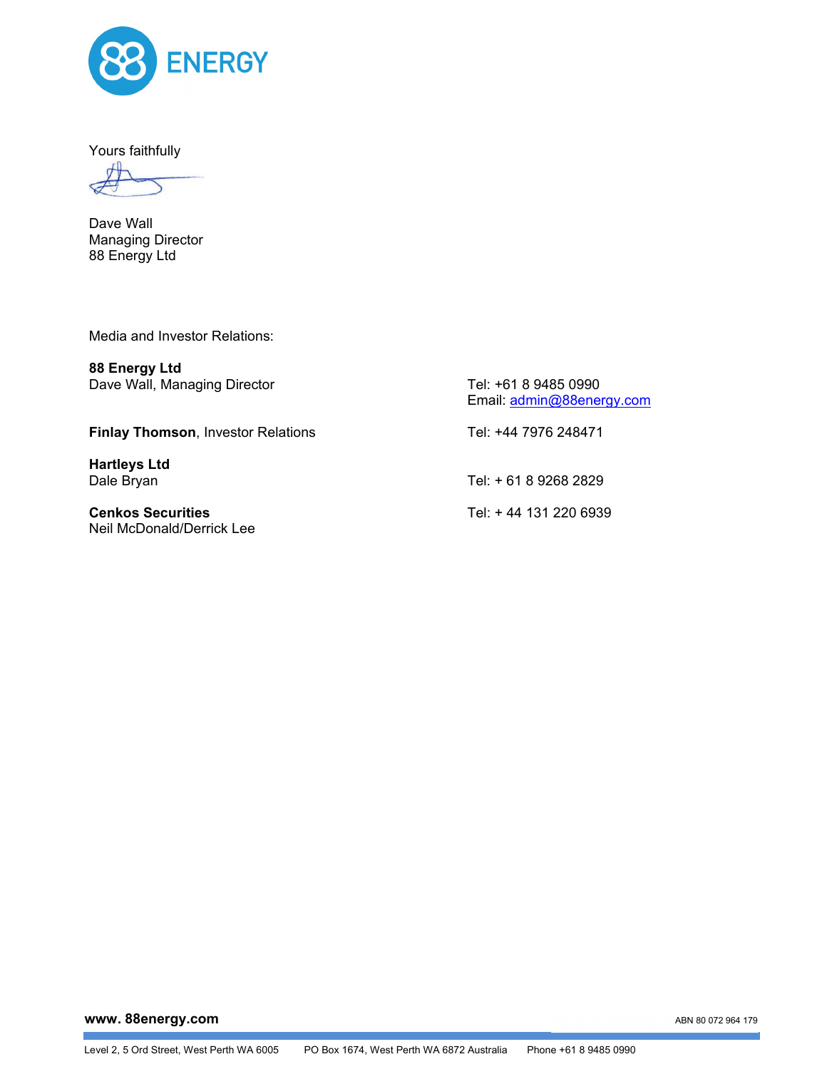Yours faithfully

Dave Wall
Managing Director
88 Energy Ltd

Media and Investor Relations:

| | |
|---|---|
| **88 Energy Ltd**<br>Dave Wall, Managing Director | Tel: +61 8 9485 0990<br>Email: admin@88energy.com |
| **Finlay Thomson**, Investor Relations | Tel: +44 7976 248471 |
| **Hartleys Ltd**<br>Dale Bryan | Tel: + 61 8 9268 2829 |
| **Cenkos Securities**<br>Neil McDonald/Derrick Lee | Tel: + 44 131 220 6939 |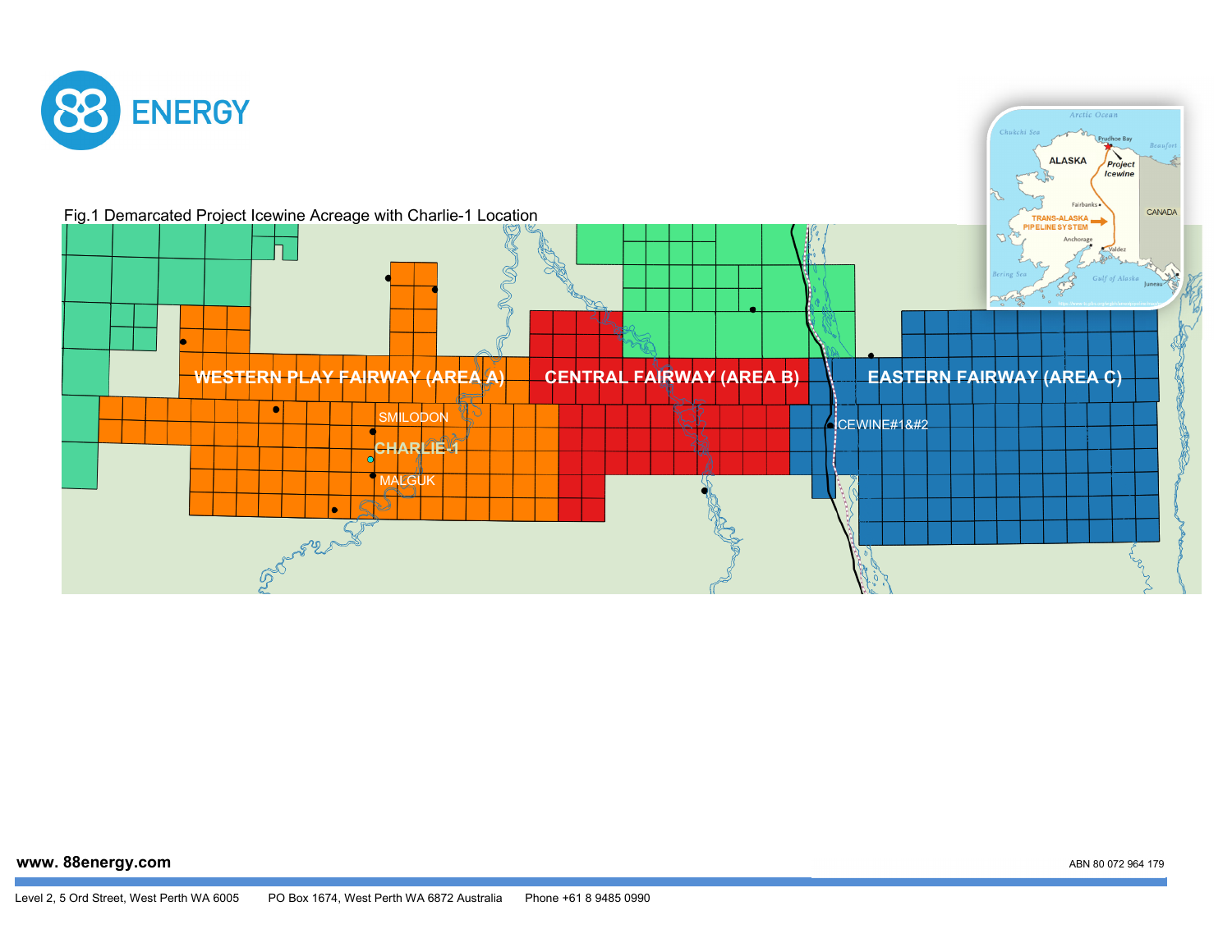Fig.1 Demarcated Project Icewine Acreage with Charlie-1 Location

WESTERN PLAY FAIRWAY (AREA A)

CENTRAL FAIRWAY (AREA B)

EASTERN FAIRWAY (AREA C)

SMILODON

CHARLIE-1

MALGUK

ICEWINE#1&#2

Arctic Ocean

Chukchi Sea

Prudhoe Bay

Beaufort

ALASKA

Project Icewine

Fairbanks

CANADA

TRANS-ALASKA PIPELINE SYSTEM

Anchorage

Valdez

Bering Sea

Gulf of Alaska

Juneau